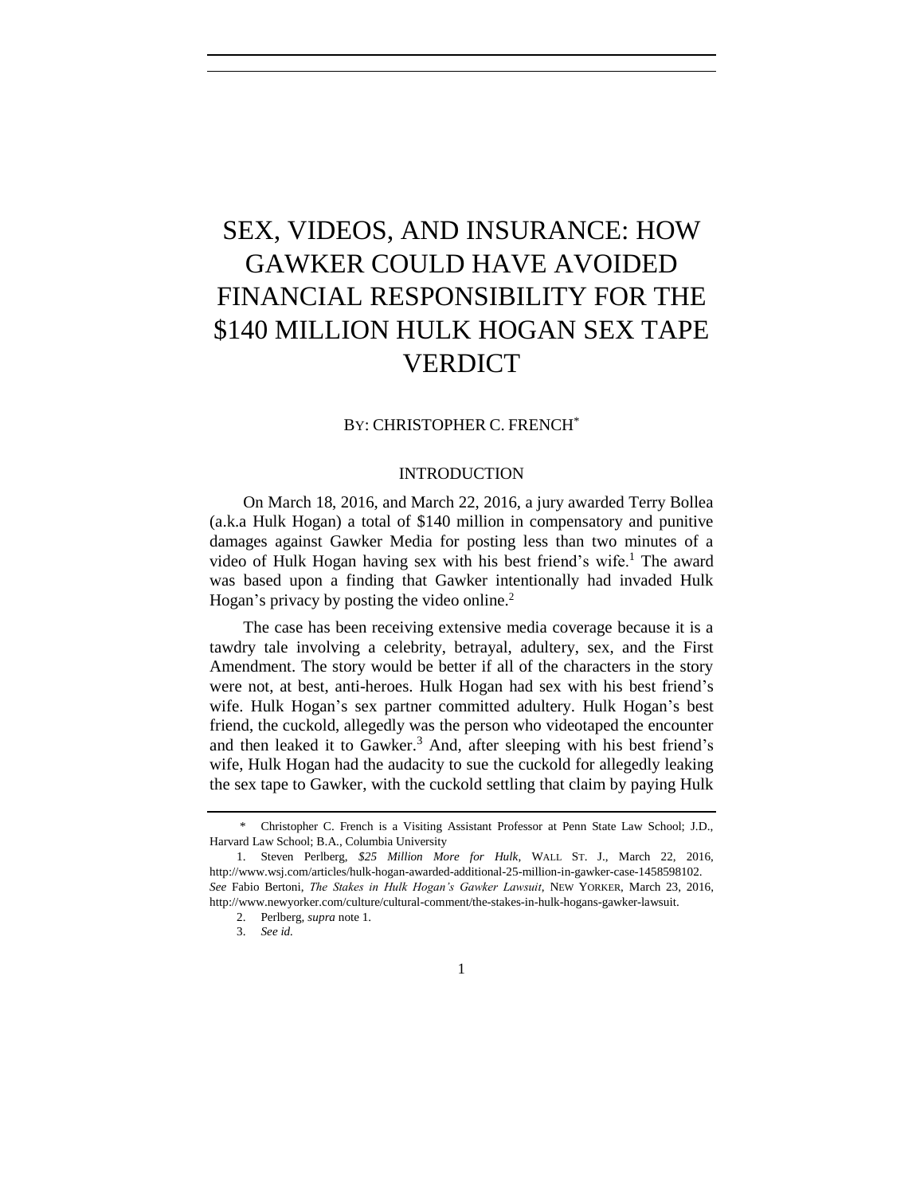# SEX, VIDEOS, AND INSURANCE: HOW GAWKER COULD HAVE AVOIDED FINANCIAL RESPONSIBILITY FOR THE $140 MILLION HULK HOGAN SEX TAPE VERDICT

BY: CHRISTOPHER C. FRENCH[*]

## INTRODUCTION

On March 18, 2016, and March 22, 2016, a jury awarded Terry Bollea (a.k.a Hulk Hogan) a total of $140 million in compensatory and punitive damages against Gawker Media for posting less than two minutes of a video of Hulk Hogan having sex with his best friend's wife.[1] The award was based upon a finding that Gawker intentionally had invaded Hulk Hogan's privacy by posting the video online.[2]

The case has been receiving extensive media coverage because it is a tawdry tale involving a celebrity, betrayal, adultery, sex, and the First Amendment. The story would be better if all of the characters in the story were not, at best, anti-heroes. Hulk Hogan had sex with his best friend's wife. Hulk Hogan's sex partner committed adultery. Hulk Hogan's best friend, the cuckold, allegedly was the person who videotaped the encounter and then leaked it to Gawker.[3] And, after sleeping with his best friend's wife, Hulk Hogan had the audacity to sue the cuckold for allegedly leaking the sex tape to Gawker, with the cuckold settling that claim by paying Hulk

---

\* Christopher C. French is a Visiting Assistant Professor at Penn State Law School; J.D., Harvard Law School; B.A., Columbia University

1. Steven Perlberg, *$25 Million More for Hulk*, WALL ST. J., March 22, 2016, http://www.wsj.com/articles/hulk-hogan-awarded-additional-25-million-in-gawker-case-1458598102. *See* Fabio Bertoni, *The Stakes in Hulk Hogan's Gawker Lawsuit*, NEW YORKER, March 23, 2016, http://www.newyorker.com/culture/cultural-comment/the-stakes-in-hulk-hogans-gawker-lawsuit.

2. Perlberg, *supra* note 1.

3. *See id.*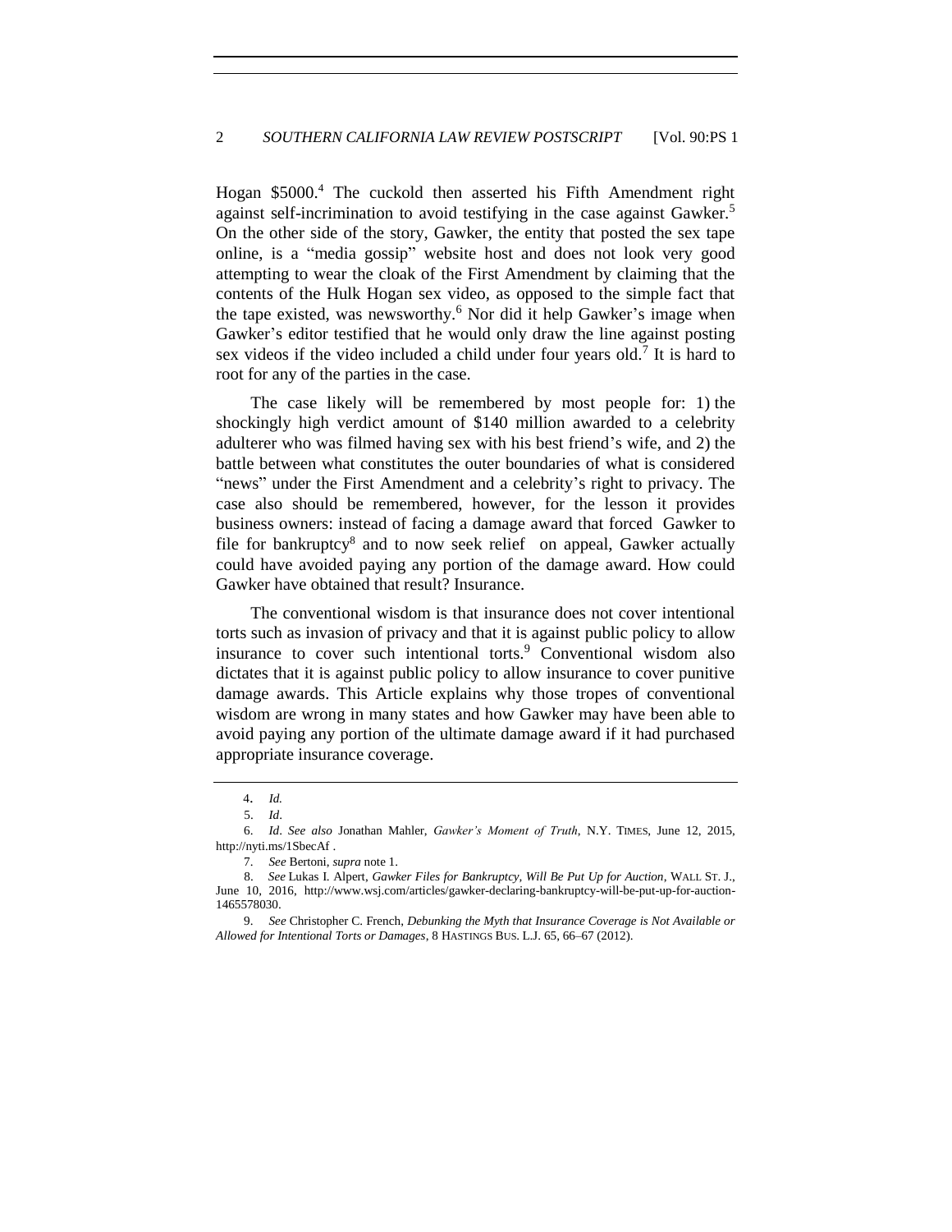Hogan $5000.[4] The cuckold then asserted his Fifth Amendment right against self-incrimination to avoid testifying in the case against Gawker.[5] On the other side of the story, Gawker, the entity that posted the sex tape online, is a "media gossip" website host and does not look very good attempting to wear the cloak of the First Amendment by claiming that the contents of the Hulk Hogan sex video, as opposed to the simple fact that the tape existed, was newsworthy.[6] Nor did it help Gawker's image when Gawker's editor testified that he would only draw the line against posting sex videos if the video included a child under four years old.[7] It is hard to root for any of the parties in the case.

The case likely will be remembered by most people for: 1) the shockingly high verdict amount of $140 million awarded to a celebrity adulterer who was filmed having sex with his best friend's wife, and 2) the battle between what constitutes the outer boundaries of what is considered "news" under the First Amendment and a celebrity's right to privacy. The case also should be remembered, however, for the lesson it provides business owners: instead of facing a damage award that forced Gawker to file for bankruptcy[8] and to now seek relief on appeal, Gawker actually could have avoided paying any portion of the damage award. How could Gawker have obtained that result? Insurance.

The conventional wisdom is that insurance does not cover intentional torts such as invasion of privacy and that it is against public policy to allow insurance to cover such intentional torts.[9] Conventional wisdom also dictates that it is against public policy to allow insurance to cover punitive damage awards. This Article explains why those tropes of conventional wisdom are wrong in many states and how Gawker may have been able to avoid paying any portion of the ultimate damage award if it had purchased appropriate insurance coverage.

---

4. *Id.*

5. *Id*.

6. *Id*. *See also* Jonathan Mahler, *Gawker's Moment of Truth*, N.Y. TIMES, June 12, 2015, http://nyti.ms/1SbecAf .

7. *See* Bertoni, *supra* note 1.

8. *See* Lukas I. Alpert, *Gawker Files for Bankruptcy, Will Be Put Up for Auction*, WALL ST. J., June 10, 2016, http://www.wsj.com/articles/gawker-declaring-bankruptcy-will-be-put-up-for-auction-1465578030.

9. *See* Christopher C. French, *Debunking the Myth that Insurance Coverage is Not Available or Allowed for Intentional Torts or Damages*, 8 HASTINGS BUS. L.J. 65, 66–67 (2012).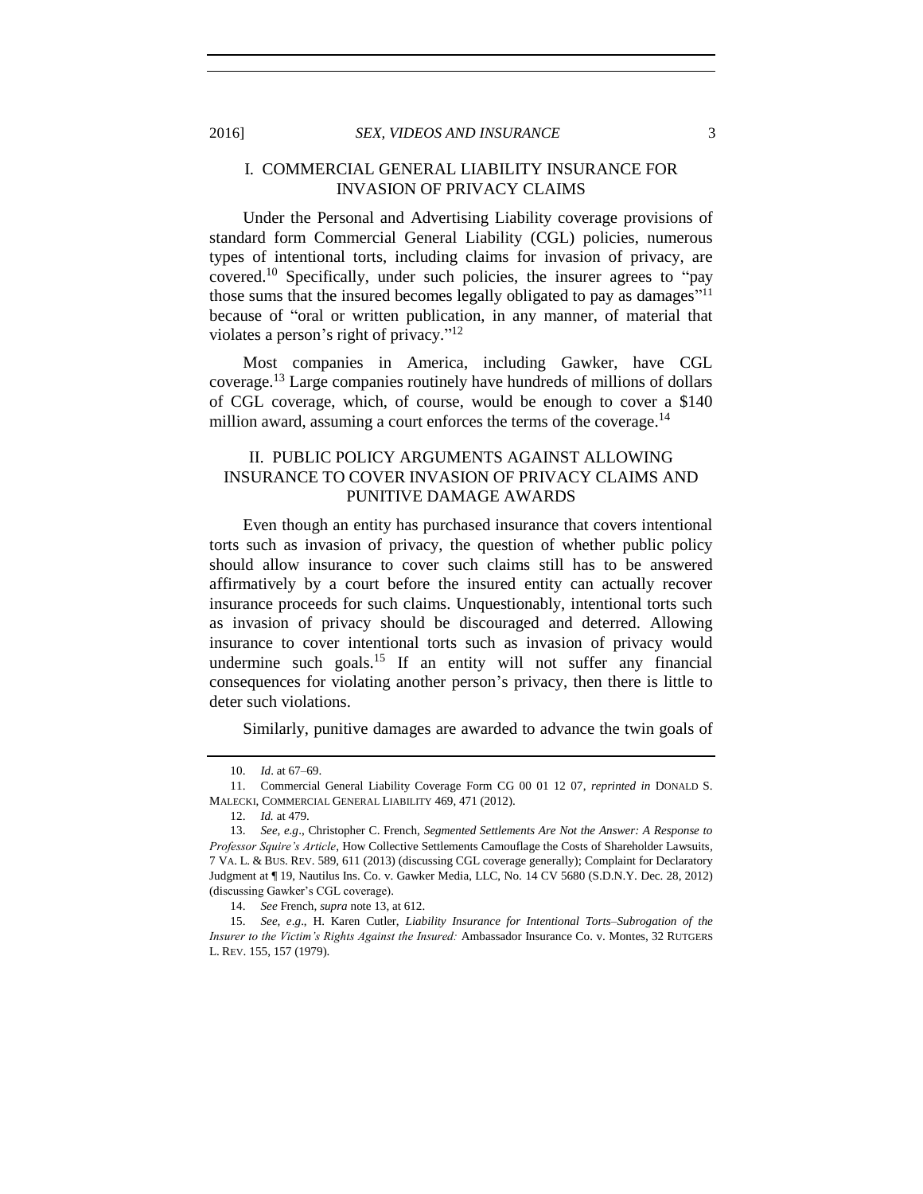## I. COMMERCIAL GENERAL LIABILITY INSURANCE FOR INVASION OF PRIVACY CLAIMS

Under the Personal and Advertising Liability coverage provisions of standard form Commercial General Liability (CGL) policies, numerous types of intentional torts, including claims for invasion of privacy, are covered.[10] Specifically, under such policies, the insurer agrees to "pay those sums that the insured becomes legally obligated to pay as damages"[11] because of "oral or written publication, in any manner, of material that violates a person's right of privacy."[12]

Most companies in America, including Gawker, have CGL coverage.[13] Large companies routinely have hundreds of millions of dollars of CGL coverage, which, of course, would be enough to cover a $140 million award, assuming a court enforces the terms of the coverage.[14]

## II. PUBLIC POLICY ARGUMENTS AGAINST ALLOWING INSURANCE TO COVER INVASION OF PRIVACY CLAIMS AND PUNITIVE DAMAGE AWARDS

Even though an entity has purchased insurance that covers intentional torts such as invasion of privacy, the question of whether public policy should allow insurance to cover such claims still has to be answered affirmatively by a court before the insured entity can actually recover insurance proceeds for such claims. Unquestionably, intentional torts such as invasion of privacy should be discouraged and deterred. Allowing insurance to cover intentional torts such as invasion of privacy would undermine such goals.[15] If an entity will not suffer any financial consequences for violating another person's privacy, then there is little to deter such violations.

Similarly, punitive damages are awarded to advance the twin goals of

---

10. *Id*. at 67–69.

11. Commercial General Liability Coverage Form CG 00 01 12 07, *reprinted in* DONALD S. MALECKI, COMMERCIAL GENERAL LIABILITY 469, 471 (2012).

12. *Id.* at 479.

13. *See, e.g*., Christopher C. French, *Segmented Settlements Are Not the Answer: A Response to Professor Squire's Article*, How Collective Settlements Camouflage the Costs of Shareholder Lawsuits, 7 VA. L. & BUS. REV. 589, 611 (2013) (discussing CGL coverage generally); Complaint for Declaratory Judgment at ¶ 19, Nautilus Ins. Co. v. Gawker Media, LLC, No. 14 CV 5680 (S.D.N.Y. Dec. 28, 2012) (discussing Gawker's CGL coverage).

14. *See* French, *supra* note 13, at 612.

15. *See, e.g*., H. Karen Cutler, *Liability Insurance for Intentional Torts–Subrogation of the Insurer to the Victim's Rights Against the Insured:* Ambassador Insurance Co. v. Montes, 32 RUTGERS L. REV. 155, 157 (1979).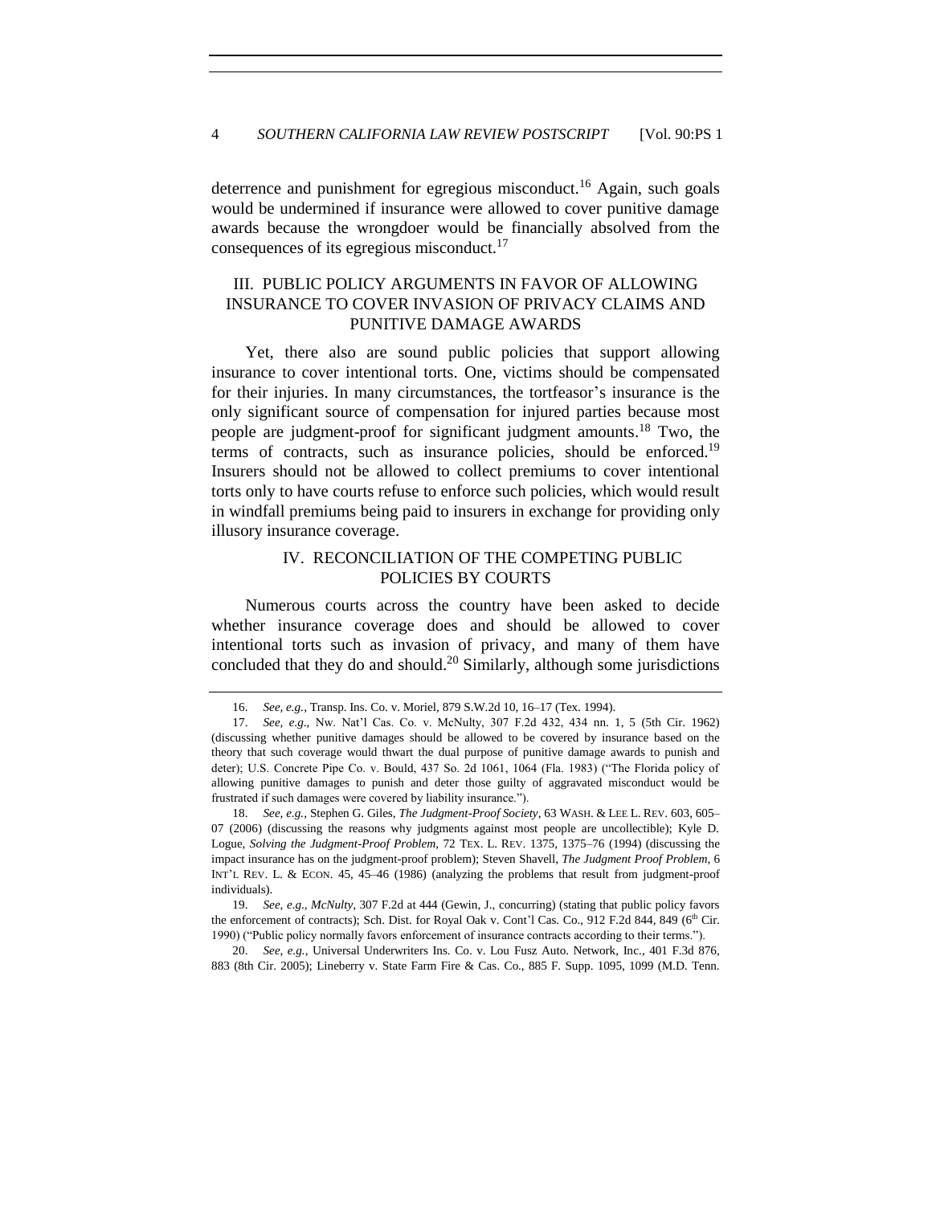deterrence and punishment for egregious misconduct.[16] Again, such goals would be undermined if insurance were allowed to cover punitive damage awards because the wrongdoer would be financially absolved from the consequences of its egregious misconduct.[17]

## III. PUBLIC POLICY ARGUMENTS IN FAVOR OF ALLOWING INSURANCE TO COVER INVASION OF PRIVACY CLAIMS AND PUNITIVE DAMAGE AWARDS

Yet, there also are sound public policies that support allowing insurance to cover intentional torts. One, victims should be compensated for their injuries. In many circumstances, the tortfeasor's insurance is the only significant source of compensation for injured parties because most people are judgment-proof for significant judgment amounts.[18] Two, the terms of contracts, such as insurance policies, should be enforced.[19] Insurers should not be allowed to collect premiums to cover intentional torts only to have courts refuse to enforce such policies, which would result in windfall premiums being paid to insurers in exchange for providing only illusory insurance coverage.

## IV. RECONCILIATION OF THE COMPETING PUBLIC POLICIES BY COURTS

Numerous courts across the country have been asked to decide whether insurance coverage does and should be allowed to cover intentional torts such as invasion of privacy, and many of them have concluded that they do and should.[20] Similarly, although some jurisdictions

---

16. *See, e.g.*, Transp. Ins. Co. v. Moriel, 879 S.W.2d 10, 16–17 (Tex. 1994).

17. *See, e.g.*, Nw. Nat'l Cas. Co. v. McNulty, 307 F.2d 432, 434 nn. 1, 5 (5th Cir. 1962) (discussing whether punitive damages should be allowed to be covered by insurance based on the theory that such coverage would thwart the dual purpose of punitive damage awards to punish and deter); U.S. Concrete Pipe Co. v. Bould, 437 So. 2d 1061, 1064 (Fla. 1983) ("The Florida policy of allowing punitive damages to punish and deter those guilty of aggravated misconduct would be frustrated if such damages were covered by liability insurance.").

18. *See, e.g.*, Stephen G. Giles, *The Judgment-Proof Society*, 63 WASH. & LEE L. REV. 603, 605–07 (2006) (discussing the reasons why judgments against most people are uncollectible); Kyle D. Logue, *Solving the Judgment-Proof Problem*, 72 TEX. L. REV. 1375, 1375–76 (1994) (discussing the impact insurance has on the judgment-proof problem); Steven Shavell, *The Judgment Proof Problem*, 6 INT'L REV. L. & ECON. 45, 45–46 (1986) (analyzing the problems that result from judgment-proof individuals).

19. *See, e.g.*, *McNulty*, 307 F.2d at 444 (Gewin, J., concurring) (stating that public policy favors the enforcement of contracts); Sch. Dist. for Royal Oak v. Cont'l Cas. Co., 912 F.2d 844, 849 (6th Cir. 1990) ("Public policy normally favors enforcement of insurance contracts according to their terms.").

20. *See, e.g.*, Universal Underwriters Ins. Co. v. Lou Fusz Auto. Network, Inc., 401 F.3d 876, 883 (8th Cir. 2005); Lineberry v. State Farm Fire & Cas. Co., 885 F. Supp. 1095, 1099 (M.D. Tenn.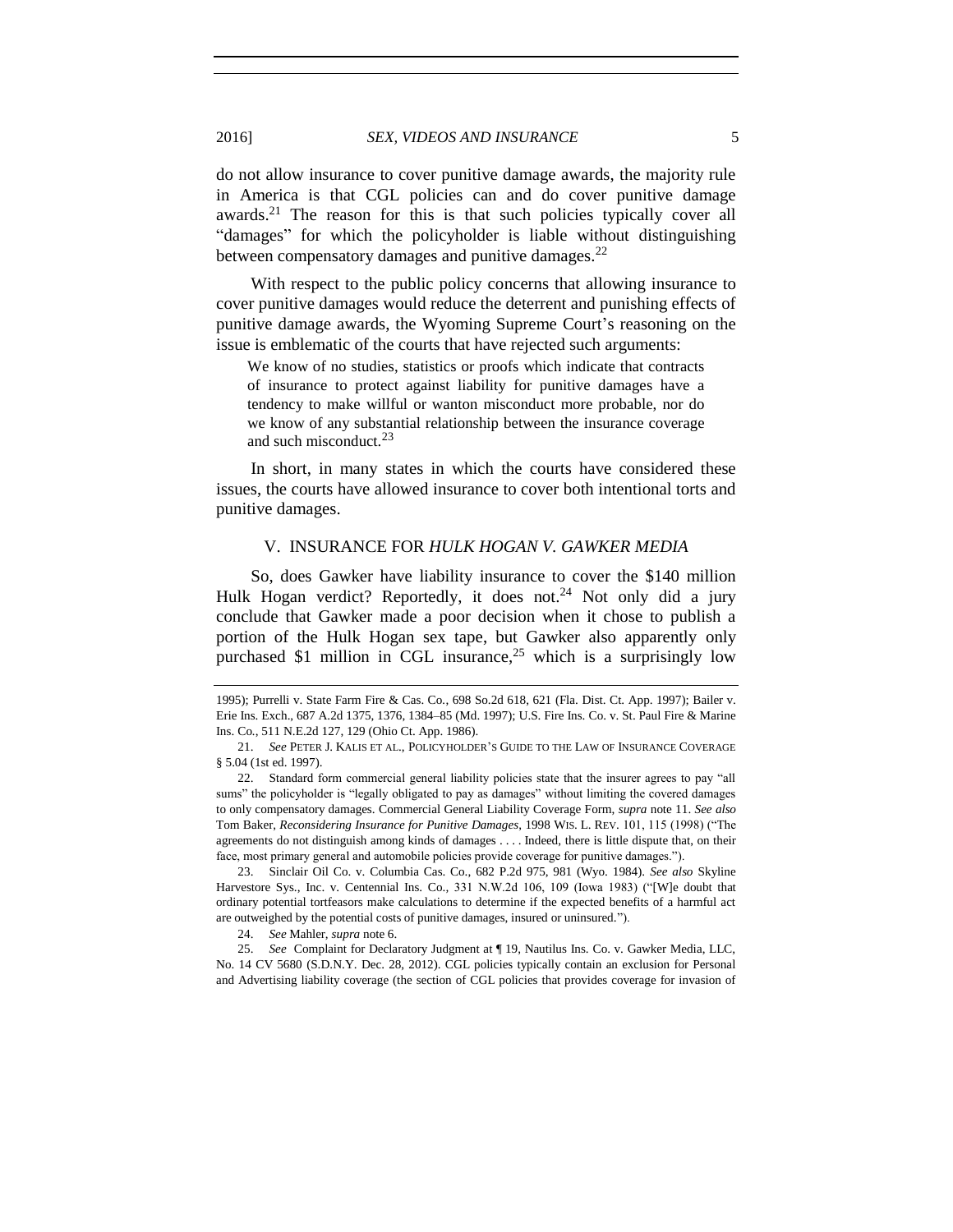do not allow insurance to cover punitive damage awards, the majority rule in America is that CGL policies can and do cover punitive damage awards.[21] The reason for this is that such policies typically cover all "damages" for which the policyholder is liable without distinguishing between compensatory damages and punitive damages.[22]

With respect to the public policy concerns that allowing insurance to cover punitive damages would reduce the deterrent and punishing effects of punitive damage awards, the Wyoming Supreme Court's reasoning on the issue is emblematic of the courts that have rejected such arguments:

> We know of no studies, statistics or proofs which indicate that contracts of insurance to protect against liability for punitive damages have a tendency to make willful or wanton misconduct more probable, nor do we know of any substantial relationship between the insurance coverage and such misconduct.[23]

In short, in many states in which the courts have considered these issues, the courts have allowed insurance to cover both intentional torts and punitive damages.

## V. INSURANCE FOR *HULK HOGAN V. GAWKER MEDIA*

So, does Gawker have liability insurance to cover the $140 million Hulk Hogan verdict? Reportedly, it does not.[24] Not only did a jury conclude that Gawker made a poor decision when it chose to publish a portion of the Hulk Hogan sex tape, but Gawker also apparently only purchased $1 million in CGL insurance,[25] which is a surprisingly low

---

1995); Purrelli v. State Farm Fire & Cas. Co., 698 So.2d 618, 621 (Fla. Dist. Ct. App. 1997); Bailer v. Erie Ins. Exch., 687 A.2d 1375, 1376, 1384–85 (Md. 1997); U.S. Fire Ins. Co. v. St. Paul Fire & Marine Ins. Co., 511 N.E.2d 127, 129 (Ohio Ct. App. 1986).

21. *See* PETER J. KALIS ET AL., POLICYHOLDER'S GUIDE TO THE LAW OF INSURANCE COVERAGE § 5.04 (1st ed. 1997).

22. Standard form commercial general liability policies state that the insurer agrees to pay "all sums" the policyholder is "legally obligated to pay as damages" without limiting the covered damages to only compensatory damages. Commercial General Liability Coverage Form, *supra* note 11. *See also* Tom Baker, *Reconsidering Insurance for Punitive Damages*, 1998 WIS. L. REV. 101, 115 (1998) ("The agreements do not distinguish among kinds of damages . . . . Indeed, there is little dispute that, on their face, most primary general and automobile policies provide coverage for punitive damages.").

23. Sinclair Oil Co. v. Columbia Cas. Co., 682 P.2d 975, 981 (Wyo. 1984). *See also* Skyline Harvestore Sys., Inc. v. Centennial Ins. Co., 331 N.W.2d 106, 109 (Iowa 1983) ("[W]e doubt that ordinary potential tortfeasors make calculations to determine if the expected benefits of a harmful act are outweighed by the potential costs of punitive damages, insured or uninsured.").

24. *See* Mahler, *supra* note 6.

25. *See* Complaint for Declaratory Judgment at ¶ 19, Nautilus Ins. Co. v. Gawker Media, LLC, No. 14 CV 5680 (S.D.N.Y. Dec. 28, 2012). CGL policies typically contain an exclusion for Personal and Advertising liability coverage (the section of CGL policies that provides coverage for invasion of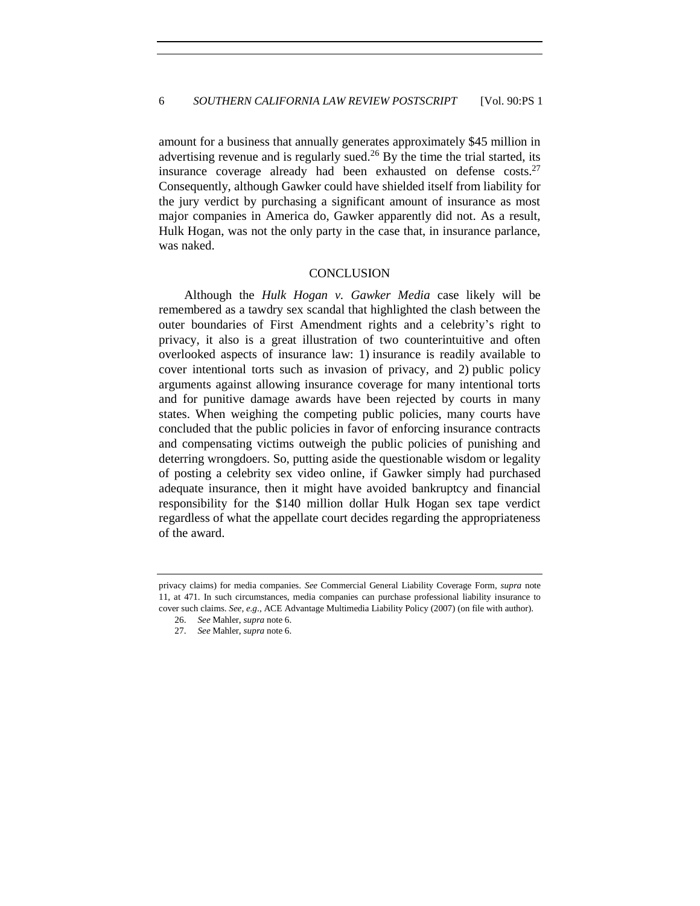amount for a business that annually generates approximately $45 million in advertising revenue and is regularly sued.[26] By the time the trial started, its insurance coverage already had been exhausted on defense costs.[27] Consequently, although Gawker could have shielded itself from liability for the jury verdict by purchasing a significant amount of insurance as most major companies in America do, Gawker apparently did not. As a result, Hulk Hogan, was not the only party in the case that, in insurance parlance, was naked.

## CONCLUSION

Although the *Hulk Hogan v. Gawker Media* case likely will be remembered as a tawdry sex scandal that highlighted the clash between the outer boundaries of First Amendment rights and a celebrity's right to privacy, it also is a great illustration of two counterintuitive and often overlooked aspects of insurance law: 1) insurance is readily available to cover intentional torts such as invasion of privacy, and 2) public policy arguments against allowing insurance coverage for many intentional torts and for punitive damage awards have been rejected by courts in many states. When weighing the competing public policies, many courts have concluded that the public policies in favor of enforcing insurance contracts and compensating victims outweigh the public policies of punishing and deterring wrongdoers. So, putting aside the questionable wisdom or legality of posting a celebrity sex video online, if Gawker simply had purchased adequate insurance, then it might have avoided bankruptcy and financial responsibility for the $140 million dollar Hulk Hogan sex tape verdict regardless of what the appellate court decides regarding the appropriateness of the award.

---

privacy claims) for media companies. *See* Commercial General Liability Coverage Form, *supra* note 11, at 471. In such circumstances, media companies can purchase professional liability insurance to cover such claims. *See, e.g.*, ACE Advantage Multimedia Liability Policy (2007) (on file with author).

26. *See* Mahler, *supra* note 6.

27. *See* Mahler, *supra* note 6.